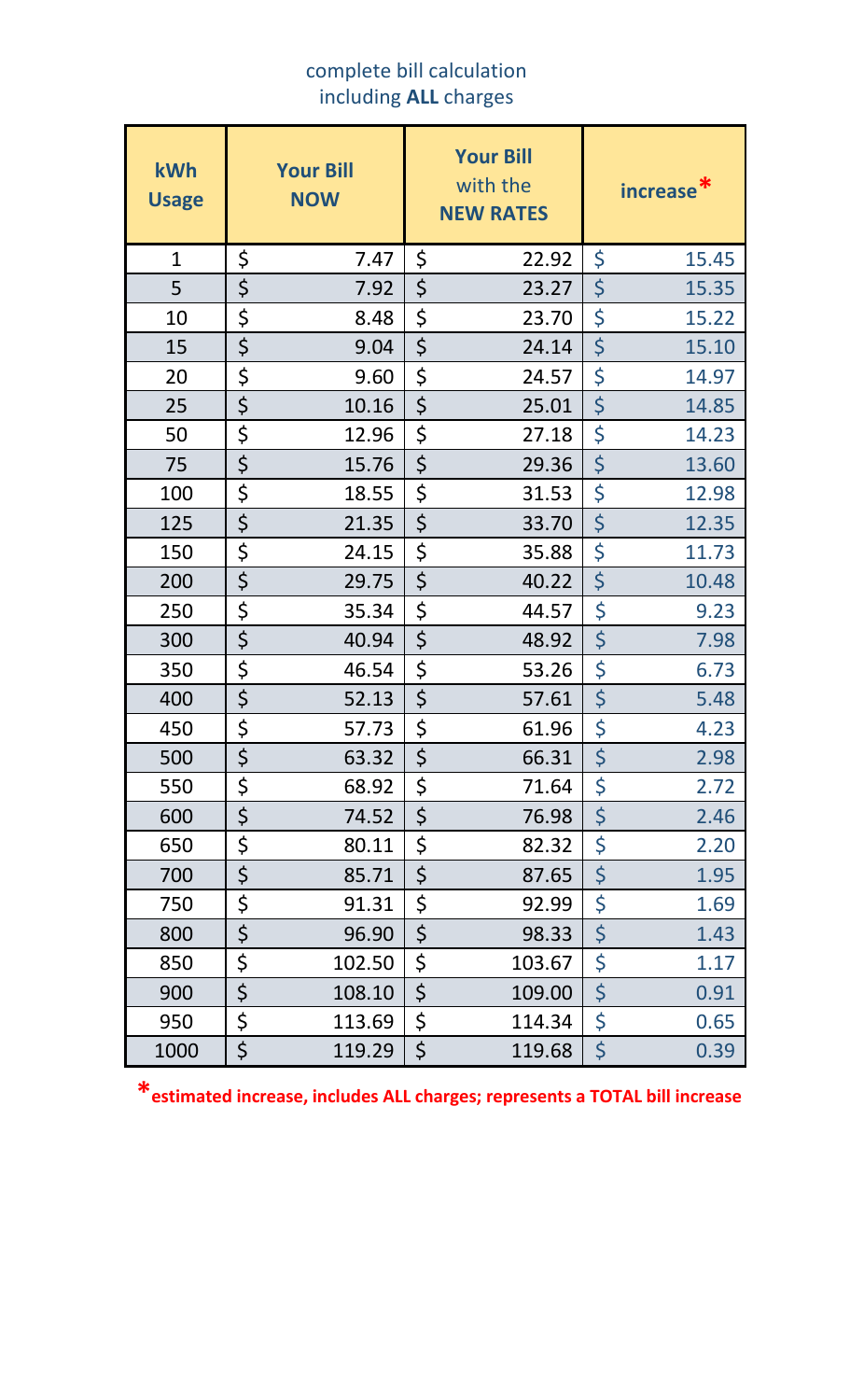complete bill calculation
including **ALL** charges

| kWh Usage | Your Bill NOW | Your Bill with the NEW RATES | increase* |
|---|---|---|---|
| 1 | $ 7.47 | $ 22.92 | $ 15.45 |
| 5 | $ 7.92 | $ 23.27 | $ 15.35 |
| 10 | $ 8.48 | $ 23.70 | $ 15.22 |
| 15 | $ 9.04 | $ 24.14 | $ 15.10 |
| 20 | $ 9.60 | $ 24.57 | $ 14.97 |
| 25 | $ 10.16 | $ 25.01 | $ 14.85 |
| 50 | $ 12.96 | $ 27.18 | $ 14.23 |
| 75 | $ 15.76 | $ 29.36 | $ 13.60 |
| 100 | $ 18.55 | $ 31.53 | $ 12.98 |
| 125 | $ 21.35 | $ 33.70 | $ 12.35 |
| 150 | $ 24.15 | $ 35.88 | $ 11.73 |
| 200 | $ 29.75 | $ 40.22 | $ 10.48 |
| 250 | $ 35.34 | $ 44.57 | $ 9.23 |
| 300 | $ 40.94 | $ 48.92 | $ 7.98 |
| 350 | $ 46.54 | $ 53.26 | $ 6.73 |
| 400 | $ 52.13 | $ 57.61 | $ 5.48 |
| 450 | $ 57.73 | $ 61.96 | $ 4.23 |
| 500 | $ 63.32 | $ 66.31 | $ 2.98 |
| 550 | $ 68.92 | $ 71.64 | $ 2.72 |
| 600 | $ 74.52 | $ 76.98 | $ 2.46 |
| 650 | $ 80.11 | $ 82.32 | $ 2.20 |
| 700 | $ 85.71 | $ 87.65 | $ 1.95 |
| 750 | $ 91.31 | $ 92.99 | $ 1.69 |
| 800 | $ 96.90 | $ 98.33 | $ 1.43 |
| 850 | $ 102.50 | $ 103.67 | $ 1.17 |
| 900 | $ 108.10 | $ 109.00 | $ 0.91 |
| 950 | $ 113.69 | $ 114.34 | $ 0.65 |
| 1000 | $ 119.29 | $ 119.68 | $ 0.39 |

***estimated increase, includes ALL charges; represents a TOTAL bill increase**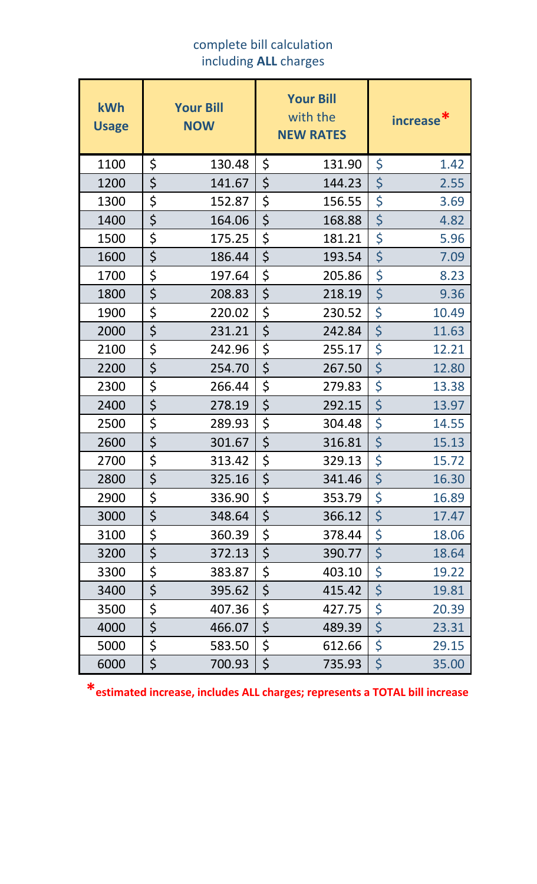complete bill calculation
including **ALL** charges

| kWh Usage | Your Bill NOW | Your Bill with the NEW RATES | increase* |
|---|---|---|---|
| 1100 | $ 130.48 | $ 131.90 | $ 1.42 |
| 1200 | $ 141.67 | $ 144.23 | $ 2.55 |
| 1300 | $ 152.87 | $ 156.55 | $ 3.69 |
| 1400 | $ 164.06 | $ 168.88 | $ 4.82 |
| 1500 | $ 175.25 | $ 181.21 | $ 5.96 |
| 1600 | $ 186.44 | $ 193.54 | $ 7.09 |
| 1700 | $ 197.64 | $ 205.86 | $ 8.23 |
| 1800 | $ 208.83 | $ 218.19 | $ 9.36 |
| 1900 | $ 220.02 | $ 230.52 | $ 10.49 |
| 2000 | $ 231.21 | $ 242.84 | $ 11.63 |
| 2100 | $ 242.96 | $ 255.17 | $ 12.21 |
| 2200 | $ 254.70 | $ 267.50 | $ 12.80 |
| 2300 | $ 266.44 | $ 279.83 | $ 13.38 |
| 2400 | $ 278.19 | $ 292.15 | $ 13.97 |
| 2500 | $ 289.93 | $ 304.48 | $ 14.55 |
| 2600 | $ 301.67 | $ 316.81 | $ 15.13 |
| 2700 | $ 313.42 | $ 329.13 | $ 15.72 |
| 2800 | $ 325.16 | $ 341.46 | $ 16.30 |
| 2900 | $ 336.90 | $ 353.79 | $ 16.89 |
| 3000 | $ 348.64 | $ 366.12 | $ 17.47 |
| 3100 | $ 360.39 | $ 378.44 | $ 18.06 |
| 3200 | $ 372.13 | $ 390.77 | $ 18.64 |
| 3300 | $ 383.87 | $ 403.10 | $ 19.22 |
| 3400 | $ 395.62 | $ 415.42 | $ 19.81 |
| 3500 | $ 407.36 | $ 427.75 | $ 20.39 |
| 4000 | $ 466.07 | $ 489.39 | $ 23.31 |
| 5000 | $ 583.50 | $ 612.66 | $ 29.15 |
| 6000 | $ 700.93 | $ 735.93 | $ 35.00 |

***estimated increase, includes ALL charges; represents a TOTAL bill increase**